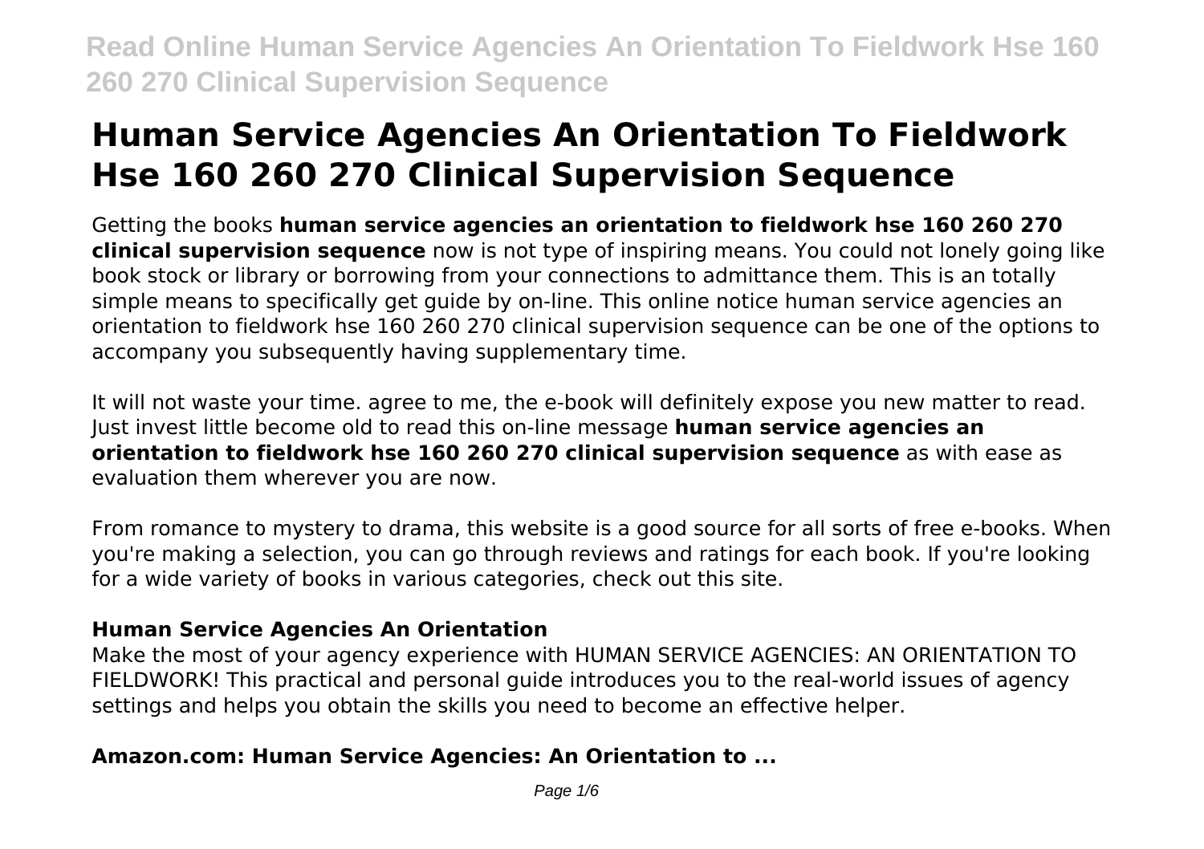# Human Service Agencies An Orientation To Fieldwork Hse 160 260 270 Clinical Supervision Sequence

Getting the books **human service agencies an orientation to fieldwork hse 160 260 270 clinical supervision sequence** now is not type of inspiring means. You could not lonely going like book stock or library or borrowing from your connections to admittance them. This is an totally simple means to specifically get guide by on-line. This online notice human service agencies an orientation to fieldwork hse 160 260 270 clinical supervision sequence can be one of the options to accompany you subsequently having supplementary time.

It will not waste your time. agree to me, the e-book will definitely expose you new matter to read. Just invest little become old to read this on-line message **human service agencies an orientation to fieldwork hse 160 260 270 clinical supervision sequence** as with ease as evaluation them wherever you are now.

From romance to mystery to drama, this website is a good source for all sorts of free e-books. When you're making a selection, you can go through reviews and ratings for each book. If you're looking for a wide variety of books in various categories, check out this site.

### Human Service Agencies An Orientation

Make the most of your agency experience with HUMAN SERVICE AGENCIES: AN ORIENTATION TO FIELDWORK! This practical and personal guide introduces you to the real-world issues of agency settings and helps you obtain the skills you need to become an effective helper.

### Amazon.com: Human Service Agencies: An Orientation to ...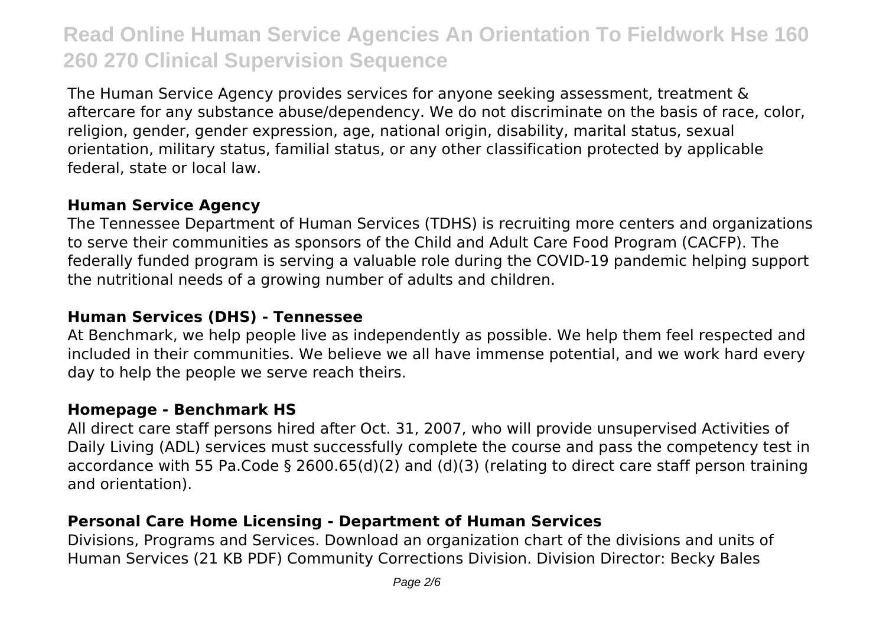The Human Service Agency provides services for anyone seeking assessment, treatment & aftercare for any substance abuse/dependency. We do not discriminate on the basis of race, color, religion, gender, gender expression, age, national origin, disability, marital status, sexual orientation, military status, familial status, or any other classification protected by applicable federal, state or local law.

### Human Service Agency

The Tennessee Department of Human Services (TDHS) is recruiting more centers and organizations to serve their communities as sponsors of the Child and Adult Care Food Program (CACFP). The federally funded program is serving a valuable role during the COVID-19 pandemic helping support the nutritional needs of a growing number of adults and children.

### Human Services (DHS) - Tennessee

At Benchmark, we help people live as independently as possible. We help them feel respected and included in their communities. We believe we all have immense potential, and we work hard every day to help the people we serve reach theirs.

### Homepage - Benchmark HS

All direct care staff persons hired after Oct. 31, 2007, who will provide unsupervised Activities of Daily Living (ADL) services must successfully complete the course and pass the competency test in accordance with 55 Pa.Code § 2600.65(d)(2) and (d)(3) (relating to direct care staff person training and orientation).

### Personal Care Home Licensing - Department of Human Services

Divisions, Programs and Services. Download an organization chart of the divisions and units of Human Services (21 KB PDF) Community Corrections Division. Division Director: Becky Bales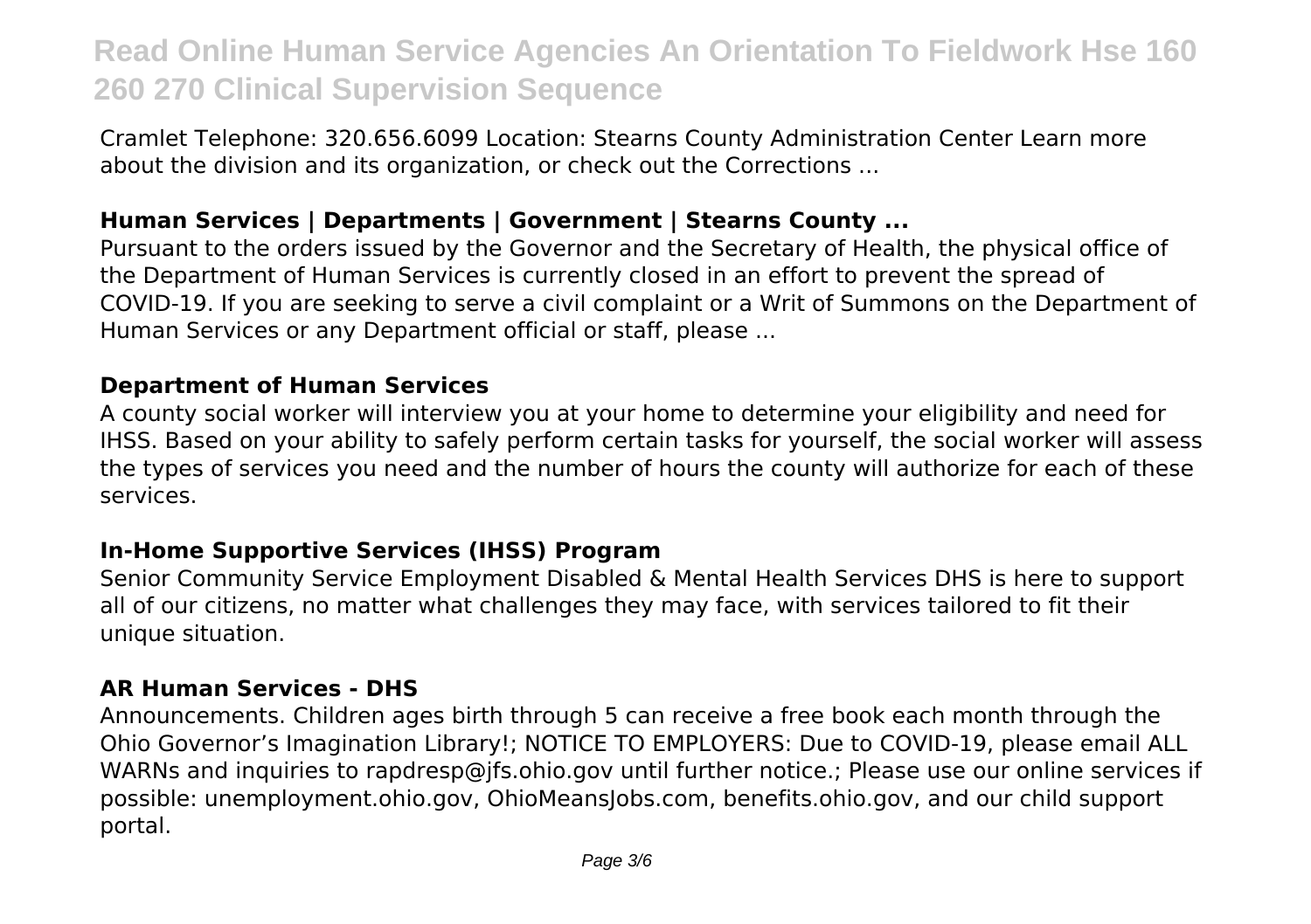Cramlet Telephone: 320.656.6099 Location: Stearns County Administration Center Learn more about the division and its organization, or check out the Corrections ...

### Human Services | Departments | Government | Stearns County ...

Pursuant to the orders issued by the Governor and the Secretary of Health, the physical office of the Department of Human Services is currently closed in an effort to prevent the spread of COVID-19. If you are seeking to serve a civil complaint or a Writ of Summons on the Department of Human Services or any Department official or staff, please ...

### Department of Human Services

A county social worker will interview you at your home to determine your eligibility and need for IHSS. Based on your ability to safely perform certain tasks for yourself, the social worker will assess the types of services you need and the number of hours the county will authorize for each of these services.

### In-Home Supportive Services (IHSS) Program

Senior Community Service Employment Disabled & Mental Health Services DHS is here to support all of our citizens, no matter what challenges they may face, with services tailored to fit their unique situation.

### AR Human Services - DHS

Announcements. Children ages birth through 5 can receive a free book each month through the Ohio Governor's Imagination Library!; NOTICE TO EMPLOYERS: Due to COVID-19, please email ALL WARNs and inquiries to rapdresp@jfs.ohio.gov until further notice.; Please use our online services if possible: unemployment.ohio.gov, OhioMeansJobs.com, benefits.ohio.gov, and our child support portal.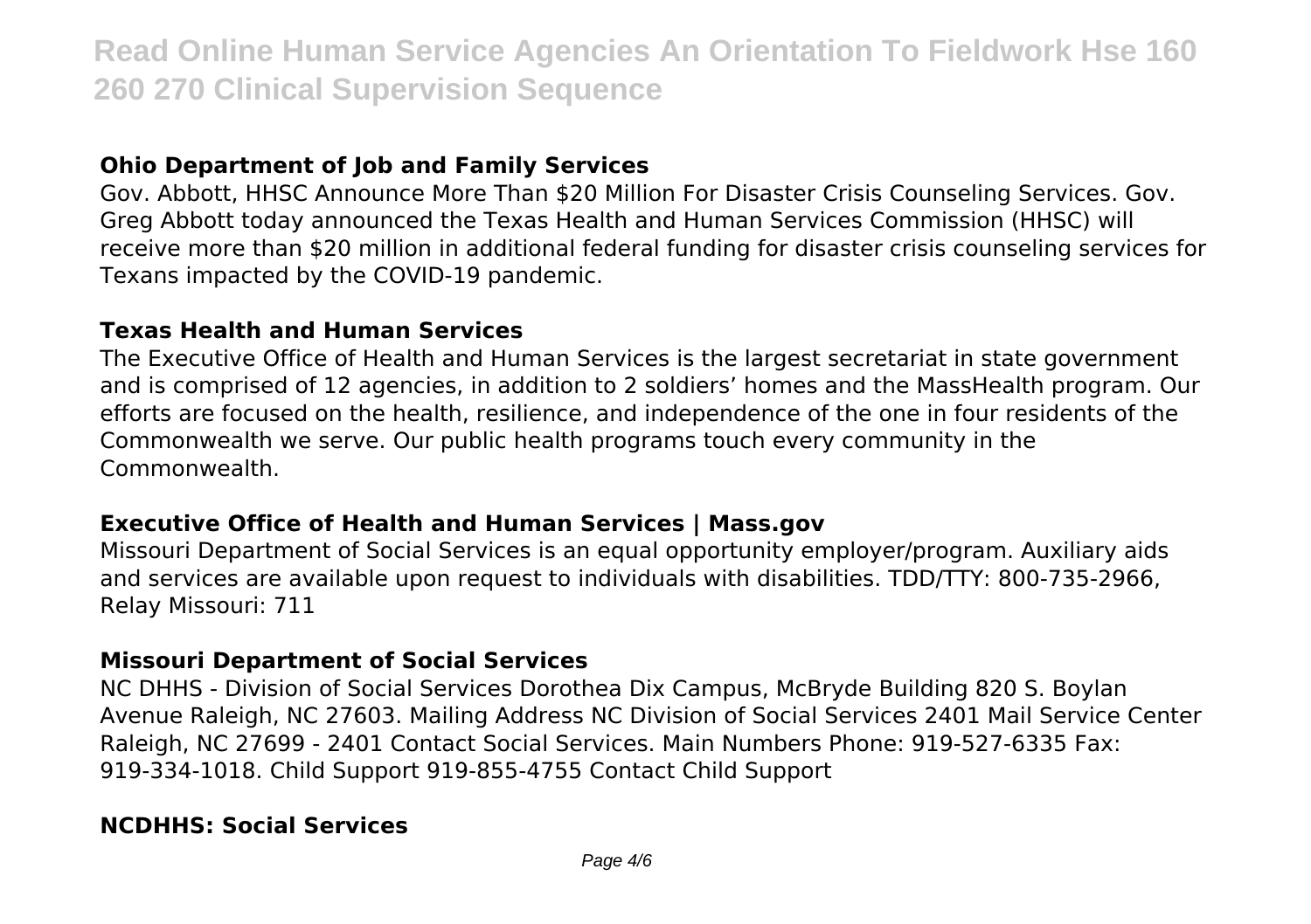### Ohio Department of Job and Family Services

Gov. Abbott, HHSC Announce More Than $20 Million For Disaster Crisis Counseling Services. Gov. Greg Abbott today announced the Texas Health and Human Services Commission (HHSC) will receive more than $20 million in additional federal funding for disaster crisis counseling services for Texans impacted by the COVID-19 pandemic.

### Texas Health and Human Services

The Executive Office of Health and Human Services is the largest secretariat in state government and is comprised of 12 agencies, in addition to 2 soldiers' homes and the MassHealth program. Our efforts are focused on the health, resilience, and independence of the one in four residents of the Commonwealth we serve. Our public health programs touch every community in the Commonwealth.

### Executive Office of Health and Human Services | Mass.gov

Missouri Department of Social Services is an equal opportunity employer/program. Auxiliary aids and services are available upon request to individuals with disabilities. TDD/TTY: 800-735-2966, Relay Missouri: 711

### Missouri Department of Social Services

NC DHHS - Division of Social Services Dorothea Dix Campus, McBryde Building 820 S. Boylan Avenue Raleigh, NC 27603. Mailing Address NC Division of Social Services 2401 Mail Service Center Raleigh, NC 27699 - 2401 Contact Social Services. Main Numbers Phone: 919-527-6335 Fax: 919-334-1018. Child Support 919-855-4755 Contact Child Support

### NCDHHS: Social Services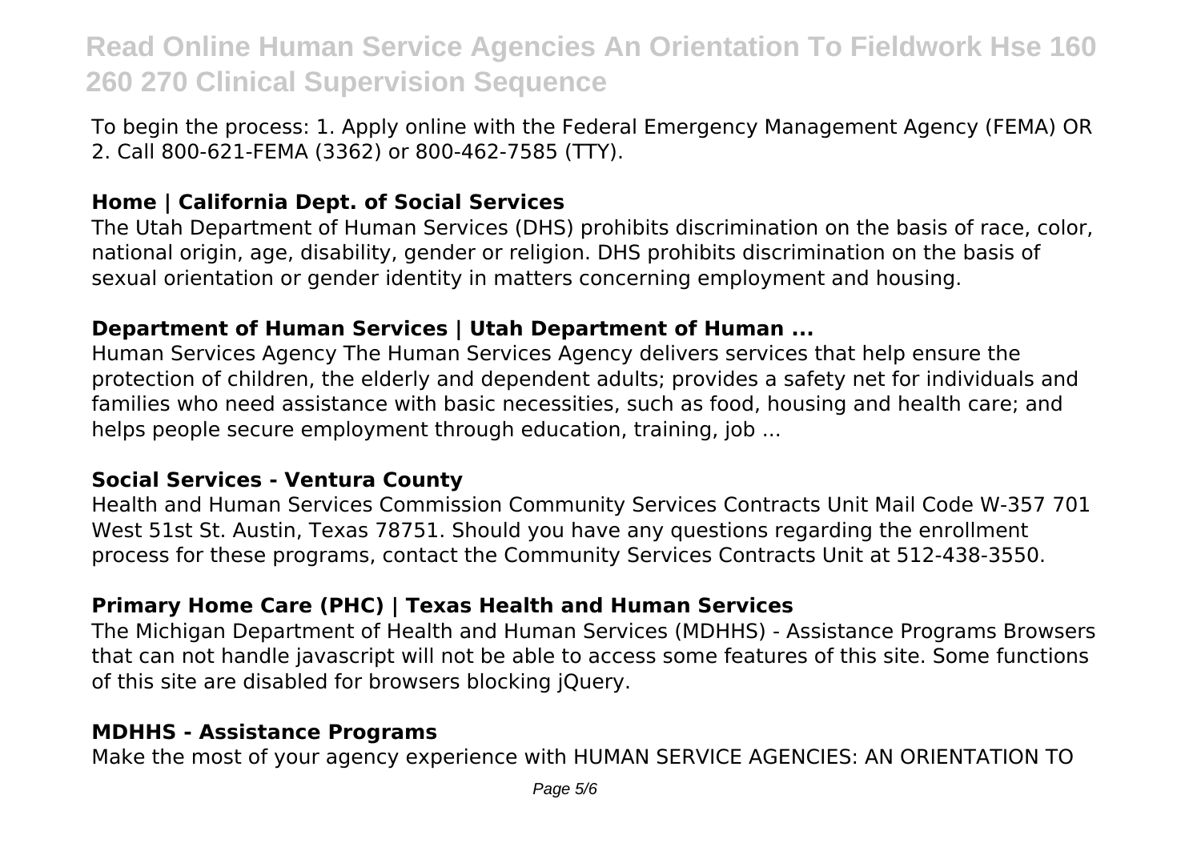To begin the process: 1. Apply online with the Federal Emergency Management Agency (FEMA) OR 2. Call 800-621-FEMA (3362) or 800-462-7585 (TTY).

### Home | California Dept. of Social Services

The Utah Department of Human Services (DHS) prohibits discrimination on the basis of race, color, national origin, age, disability, gender or religion. DHS prohibits discrimination on the basis of sexual orientation or gender identity in matters concerning employment and housing.

### Department of Human Services | Utah Department of Human ...

Human Services Agency The Human Services Agency delivers services that help ensure the protection of children, the elderly and dependent adults; provides a safety net for individuals and families who need assistance with basic necessities, such as food, housing and health care; and helps people secure employment through education, training, job ...

### Social Services - Ventura County

Health and Human Services Commission Community Services Contracts Unit Mail Code W-357 701 West 51st St. Austin, Texas 78751. Should you have any questions regarding the enrollment process for these programs, contact the Community Services Contracts Unit at 512-438-3550.

### Primary Home Care (PHC) | Texas Health and Human Services

The Michigan Department of Health and Human Services (MDHHS) - Assistance Programs Browsers that can not handle javascript will not be able to access some features of this site. Some functions of this site are disabled for browsers blocking jQuery.

### MDHHS - Assistance Programs

Make the most of your agency experience with HUMAN SERVICE AGENCIES: AN ORIENTATION TO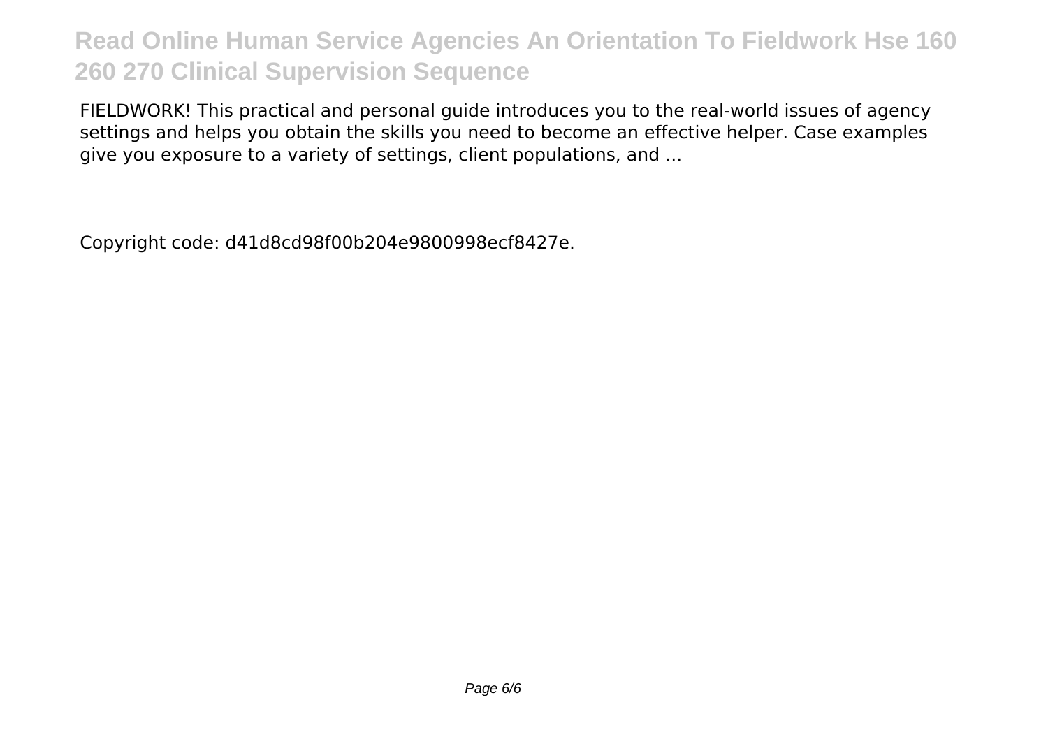FIELDWORK! This practical and personal guide introduces you to the real-world issues of agency settings and helps you obtain the skills you need to become an effective helper. Case examples give you exposure to a variety of settings, client populations, and ...

Copyright code: d41d8cd98f00b204e9800998ecf8427e.